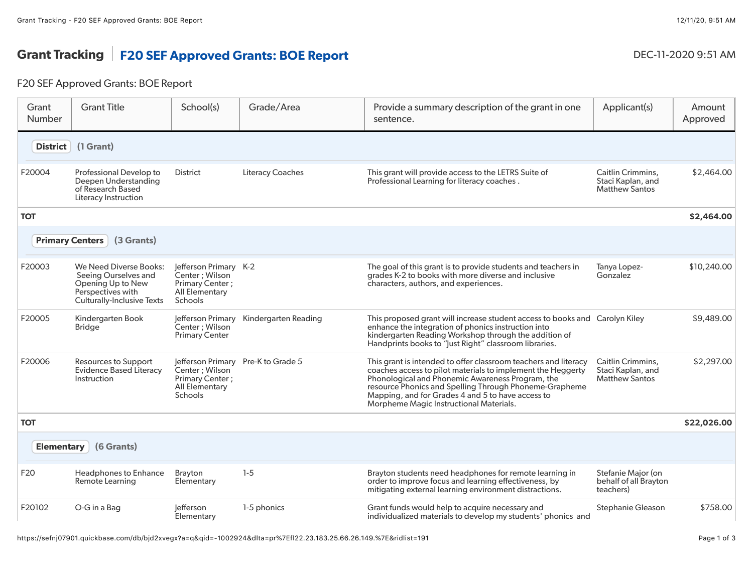# Grant Tracking | F20 SEF Approved Grants: BOE Report

DEC-11-2020 9:51 AM

F20 SEF Approved Grants: BOE Report

| Grant Number | Grant Title | School(s) | Grade/Area | Provide a summary description of the grant in one sentence. | Applicant(s) | Amount Approved |
|---|---|---|---|---|---|---|
| **District** (1 Grant) | | | | | | |
| F20004 | Professional Develop to Deepen Understanding of Research Based Literacy Instruction | District | Literacy Coaches | This grant will provide access to the LETRS Suite of Professional Learning for literacy coaches . | Caitlin Crimmins, Staci Kaplan, and Matthew Santos | $2,464.00 |
| **TOT** | | | | | | **$2,464.00** |
| **Primary Centers** (3 Grants) | | | | | | |
| F20003 | We Need Diverse Books: Seeing Ourselves and Opening Up to New Perspectives with Culturally-Inclusive Texts | Jefferson Primary Center ; Wilson Primary Center ; All Elementary Schools | K-2 | The goal of this grant is to provide students and teachers in grades K-2 to books with more diverse and inclusive characters, authors, and experiences. | Tanya Lopez-Gonzalez | $10,240.00 |
| F20005 | Kindergarten Book Bridge | Jefferson Primary Center ; Wilson Primary Center | Kindergarten Reading | This proposed grant will increase student access to books and enhance the integration of phonics instruction into kindergarten Reading Workshop through the addition of Handprints books to "Just Right" classroom libraries. | Carolyn Kiley | $9,489.00 |
| F20006 | Resources to Support Evidence Based Literacy Instruction | Jefferson Primary Center ; Wilson Primary Center ; All Elementary Schools | Pre-K to Grade 5 | This grant is intended to offer classroom teachers and literacy coaches access to pilot materials to implement the Heggerty Phonological and Phonemic Awareness Program, the resource Phonics and Spelling Through Phoneme-Grapheme Mapping, and for Grades 4 and 5 to have access to Morpheme Magic Instructional Materials. | Caitlin Crimmins, Staci Kaplan, and Matthew Santos | $2,297.00 |
| **TOT** | | | | | | **$22,026.00** |
| **Elementary** (6 Grants) | | | | | | |
| F20 | Headphones to Enhance Remote Learning | Brayton Elementary | 1-5 | Brayton students need headphones for remote learning in order to improve focus and learning effectiveness, by mitigating external learning environment distractions. | Stefanie Major (on behalf of all Brayton teachers) | |
| F20102 | O-G in a Bag | Jefferson Elementary | 1-5 phonics | Grant funds would help to acquire necessary and individualized materials to develop my students' phonics and | Stephanie Gleason | $758.00 |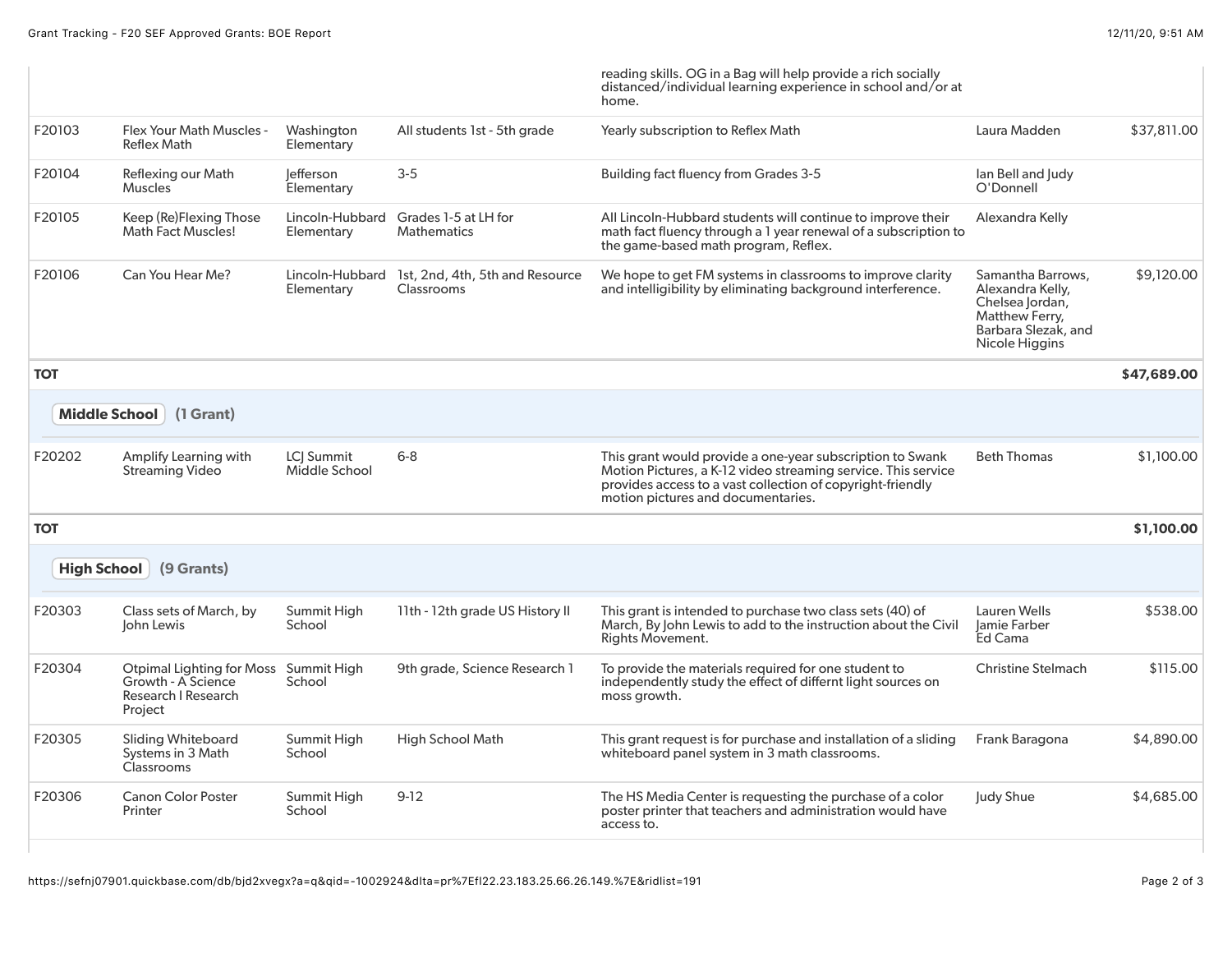| | | | | | | |
|---|---|---|---|---|---|---|
| | | | | reading skills. OG in a Bag will help provide a rich socially distanced/individual learning experience in school and/or at home. | | |
| F20103 | Flex Your Math Muscles - Reflex Math | Washington Elementary | All students 1st - 5th grade | Yearly subscription to Reflex Math | Laura Madden | $37,811.00 |
| F20104 | Reflexing our Math Muscles | Jefferson Elementary | 3-5 | Building fact fluency from Grades 3-5 | Ian Bell and Judy O'Donnell | |
| F20105 | Keep (Re)Flexing Those Math Fact Muscles! | Lincoln-Hubbard Elementary | Grades 1-5 at LH for Mathematics | All Lincoln-Hubbard students will continue to improve their math fact fluency through a 1 year renewal of a subscription to the game-based math program, Reflex. | Alexandra Kelly | |
| F20106 | Can You Hear Me? | Lincoln-Hubbard Elementary | 1st, 2nd, 4th, 5th and Resource Classrooms | We hope to get FM systems in classrooms to improve clarity and intelligibility by eliminating background interference. | Samantha Barrows, Alexandra Kelly, Chelsea Jordan, Matthew Ferry, Barbara Slezak, and Nicole Higgins | $9,120.00 |
| **TOT** | | | | | | **$47,689.00** |

**Middle School** (1 Grant)

| | | | | | | |
|---|---|---|---|---|---|---|
| F20202 | Amplify Learning with Streaming Video | LCJ Summit Middle School | 6-8 | This grant would provide a one-year subscription to Swank Motion Pictures, a K-12 video streaming service. This service provides access to a vast collection of copyright-friendly motion pictures and documentaries. | Beth Thomas | $1,100.00 |
| **TOT** | | | | | | **$1,100.00** |

**High School** (9 Grants)

| | | | | | | |
|---|---|---|---|---|---|---|
| F20303 | Class sets of March, by John Lewis | Summit High School | 11th - 12th grade US History II | This grant is intended to purchase two class sets (40) of March, By John Lewis to add to the instruction about the Civil Rights Movement. | Lauren Wells Jamie Farber Ed Cama | $538.00 |
| F20304 | Otpimal Lighting for Moss Growth - A Science Research I Research Project | Summit High School | 9th grade, Science Research 1 | To provide the materials required for one student to independently study the effect of differnt light sources on moss growth. | Christine Stelmach | $115.00 |
| F20305 | Sliding Whiteboard Systems in 3 Math Classrooms | Summit High School | High School Math | This grant request is for purchase and installation of a sliding whiteboard panel system in 3 math classrooms. | Frank Baragona | $4,890.00 |
| F20306 | Canon Color Poster Printer | Summit High School | 9-12 | The HS Media Center is requesting the purchase of a color poster printer that teachers and administration would have access to. | Judy Shue | $4,685.00 |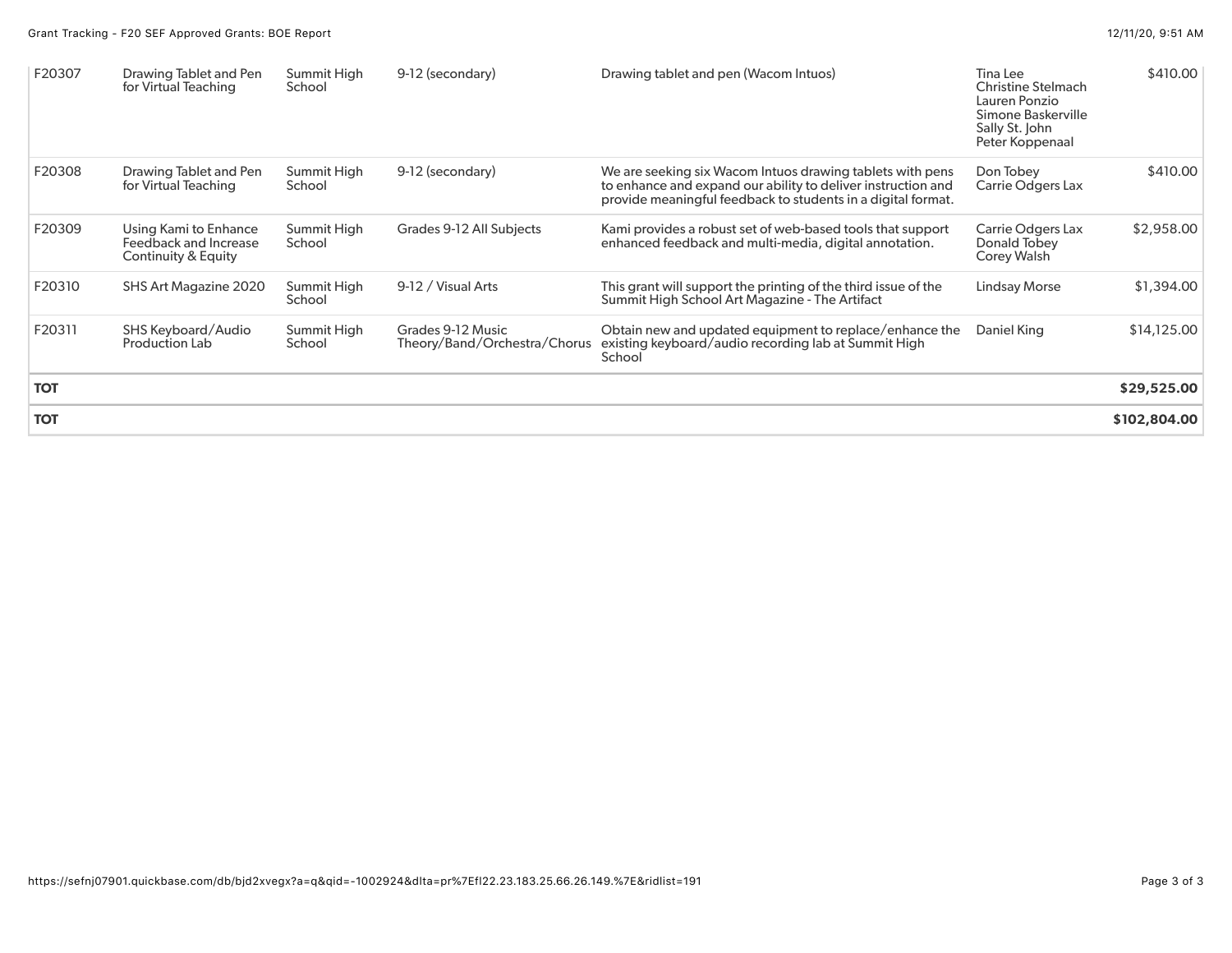| | | | | | | |
|---|---|---|---|---|---|---|
| F20307 | Drawing Tablet and Pen for Virtual Teaching | Summit High School | 9-12 (secondary) | Drawing tablet and pen (Wacom Intuos) | Tina Lee<br>Christine Stelmach<br>Lauren Ponzio<br>Simone Baskerville<br>Sally St. John<br>Peter Koppenaal | $410.00 |
| F20308 | Drawing Tablet and Pen for Virtual Teaching | Summit High School | 9-12 (secondary) | We are seeking six Wacom Intuos drawing tablets with pens to enhance and expand our ability to deliver instruction and provide meaningful feedback to students in a digital format. | Don Tobey<br>Carrie Odgers Lax | $410.00 |
| F20309 | Using Kami to Enhance Feedback and Increase Continuity & Equity | Summit High School | Grades 9-12 All Subjects | Kami provides a robust set of web-based tools that support enhanced feedback and multi-media, digital annotation. | Carrie Odgers Lax<br>Donald Tobey<br>Corey Walsh | $2,958.00 |
| F20310 | SHS Art Magazine 2020 | Summit High School | 9-12 / Visual Arts | This grant will support the printing of the third issue of the Summit High School Art Magazine - The Artifact | Lindsay Morse | $1,394.00 |
| F20311 | SHS Keyboard/Audio Production Lab | Summit High School | Grades 9-12 Music Theory/Band/Orchestra/Chorus | Obtain new and updated equipment to replace/enhance the existing keyboard/audio recording lab at Summit High School | Daniel King | $14,125.00 |
| **TOT** | | | | | | **$29,525.00** |
| **TOT** | | | | | | **$102,804.00** |